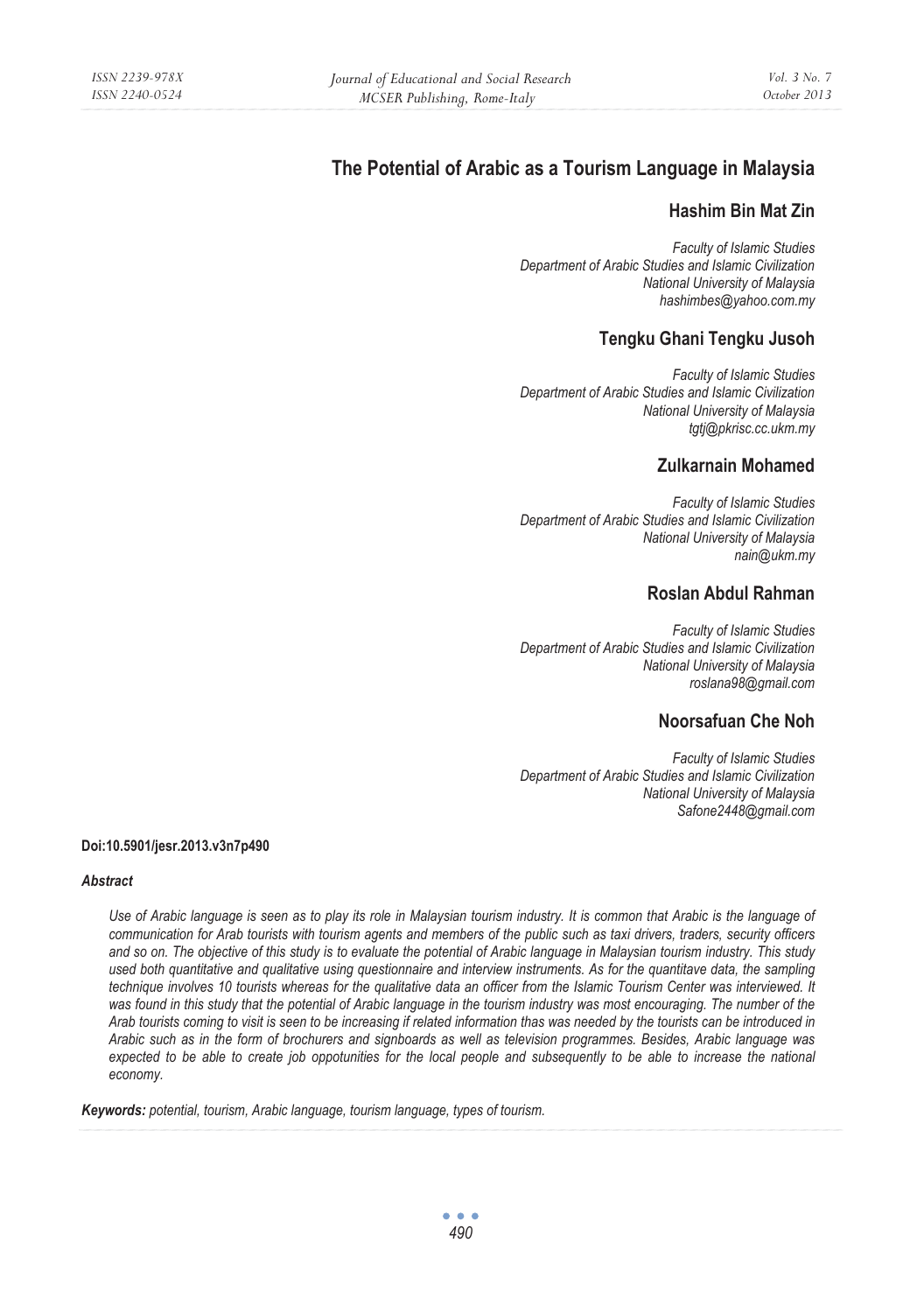# The Potential of Arabic as a Tourism Language in Malaysia

## Hashim Bin Mat Zin

*Faculty of Islamic Studies*
*Department of Arabic Studies and Islamic Civilization*
*National University of Malaysia*
*hashimbes@yahoo.com.my*

## Tengku Ghani Tengku Jusoh

*Faculty of Islamic Studies*
*Department of Arabic Studies and Islamic Civilization*
*National University of Malaysia*
*tgtj@pkrisc.cc.ukm.my*

## Zulkarnain Mohamed

*Faculty of Islamic Studies*
*Department of Arabic Studies and Islamic Civilization*
*National University of Malaysia*
*nain@ukm.my*

## Roslan Abdul Rahman

*Faculty of Islamic Studies*
*Department of Arabic Studies and Islamic Civilization*
*National University of Malaysia*
*roslana98@gmail.com*

## Noorsafuan Che Noh

*Faculty of Islamic Studies*
*Department of Arabic Studies and Islamic Civilization*
*National University of Malaysia*
*Safone2448@gmail.com*

**Doi:10.5901/jesr.2013.v3n7p490**

***Abstract***

*Use of Arabic language is seen as to play its role in Malaysian tourism industry. It is common that Arabic is the language of communication for Arab tourists with tourism agents and members of the public such as taxi drivers, traders, security officers and so on. The objective of this study is to evaluate the potential of Arabic language in Malaysian tourism industry. This study used both quantitative and qualitative using questionnaire and interview instruments. As for the quantitave data, the sampling technique involves 10 tourists whereas for the qualitative data an officer from the Islamic Tourism Center was interviewed. It was found in this study that the potential of Arabic language in the tourism industry was most encouraging. The number of the Arab tourists coming to visit is seen to be increasing if related information thas was needed by the tourists can be introduced in Arabic such as in the form of brochurers and signboards as well as television programmes. Besides, Arabic language was expected to be able to create job oppotunities for the local people and subsequently to be able to increase the national economy.*

***Keywords:*** *potential, tourism, Arabic language, tourism language, types of tourism.*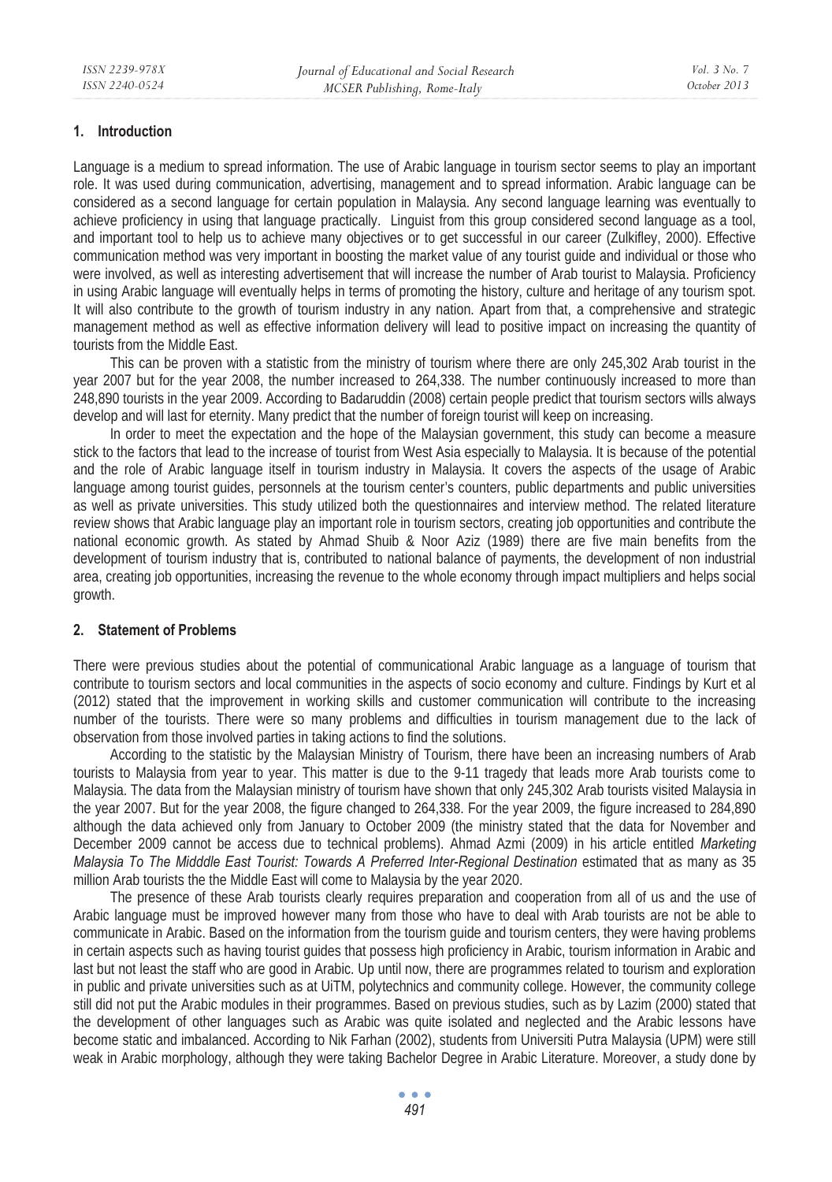## 1. Introduction

Language is a medium to spread information. The use of Arabic language in tourism sector seems to play an important role. It was used during communication, advertising, management and to spread information. Arabic language can be considered as a second language for certain population in Malaysia. Any second language learning was eventually to achieve proficiency in using that language practically. Linguist from this group considered second language as a tool, and important tool to help us to achieve many objectives or to get successful in our career (Zulkifley, 2000). Effective communication method was very important in boosting the market value of any tourist guide and individual or those who were involved, as well as interesting advertisement that will increase the number of Arab tourist to Malaysia. Proficiency in using Arabic language will eventually helps in terms of promoting the history, culture and heritage of any tourism spot. It will also contribute to the growth of tourism industry in any nation. Apart from that, a comprehensive and strategic management method as well as effective information delivery will lead to positive impact on increasing the quantity of tourists from the Middle East.

This can be proven with a statistic from the ministry of tourism where there are only 245,302 Arab tourist in the year 2007 but for the year 2008, the number increased to 264,338. The number continuously increased to more than 248,890 tourists in the year 2009. According to Badaruddin (2008) certain people predict that tourism sectors wills always develop and will last for eternity. Many predict that the number of foreign tourist will keep on increasing.

In order to meet the expectation and the hope of the Malaysian government, this study can become a measure stick to the factors that lead to the increase of tourist from West Asia especially to Malaysia. It is because of the potential and the role of Arabic language itself in tourism industry in Malaysia. It covers the aspects of the usage of Arabic language among tourist guides, personnels at the tourism center's counters, public departments and public universities as well as private universities. This study utilized both the questionnaires and interview method. The related literature review shows that Arabic language play an important role in tourism sectors, creating job opportunities and contribute the national economic growth. As stated by Ahmad Shuib & Noor Aziz (1989) there are five main benefits from the development of tourism industry that is, contributed to national balance of payments, the development of non industrial area, creating job opportunities, increasing the revenue to the whole economy through impact multipliers and helps social growth.

## 2. Statement of Problems

There were previous studies about the potential of communicational Arabic language as a language of tourism that contribute to tourism sectors and local communities in the aspects of socio economy and culture. Findings by Kurt et al (2012) stated that the improvement in working skills and customer communication will contribute to the increasing number of the tourists. There were so many problems and difficulties in tourism management due to the lack of observation from those involved parties in taking actions to find the solutions.

According to the statistic by the Malaysian Ministry of Tourism, there have been an increasing numbers of Arab tourists to Malaysia from year to year. This matter is due to the 9-11 tragedy that leads more Arab tourists come to Malaysia. The data from the Malaysian ministry of tourism have shown that only 245,302 Arab tourists visited Malaysia in the year 2007. But for the year 2008, the figure changed to 264,338. For the year 2009, the figure increased to 284,890 although the data achieved only from January to October 2009 (the ministry stated that the data for November and December 2009 cannot be access due to technical problems). Ahmad Azmi (2009) in his article entitled *Marketing Malaysia To The Midddle East Tourist: Towards A Preferred Inter-Regional Destination* estimated that as many as 35 million Arab tourists the the Middle East will come to Malaysia by the year 2020.

The presence of these Arab tourists clearly requires preparation and cooperation from all of us and the use of Arabic language must be improved however many from those who have to deal with Arab tourists are not be able to communicate in Arabic. Based on the information from the tourism guide and tourism centers, they were having problems in certain aspects such as having tourist guides that possess high proficiency in Arabic, tourism information in Arabic and last but not least the staff who are good in Arabic. Up until now, there are programmes related to tourism and exploration in public and private universities such as at UiTM, polytechnics and community college. However, the community college still did not put the Arabic modules in their programmes. Based on previous studies, such as by Lazim (2000) stated that the development of other languages such as Arabic was quite isolated and neglected and the Arabic lessons have become static and imbalanced. According to Nik Farhan (2002), students from Universiti Putra Malaysia (UPM) were still weak in Arabic morphology, although they were taking Bachelor Degree in Arabic Literature. Moreover, a study done by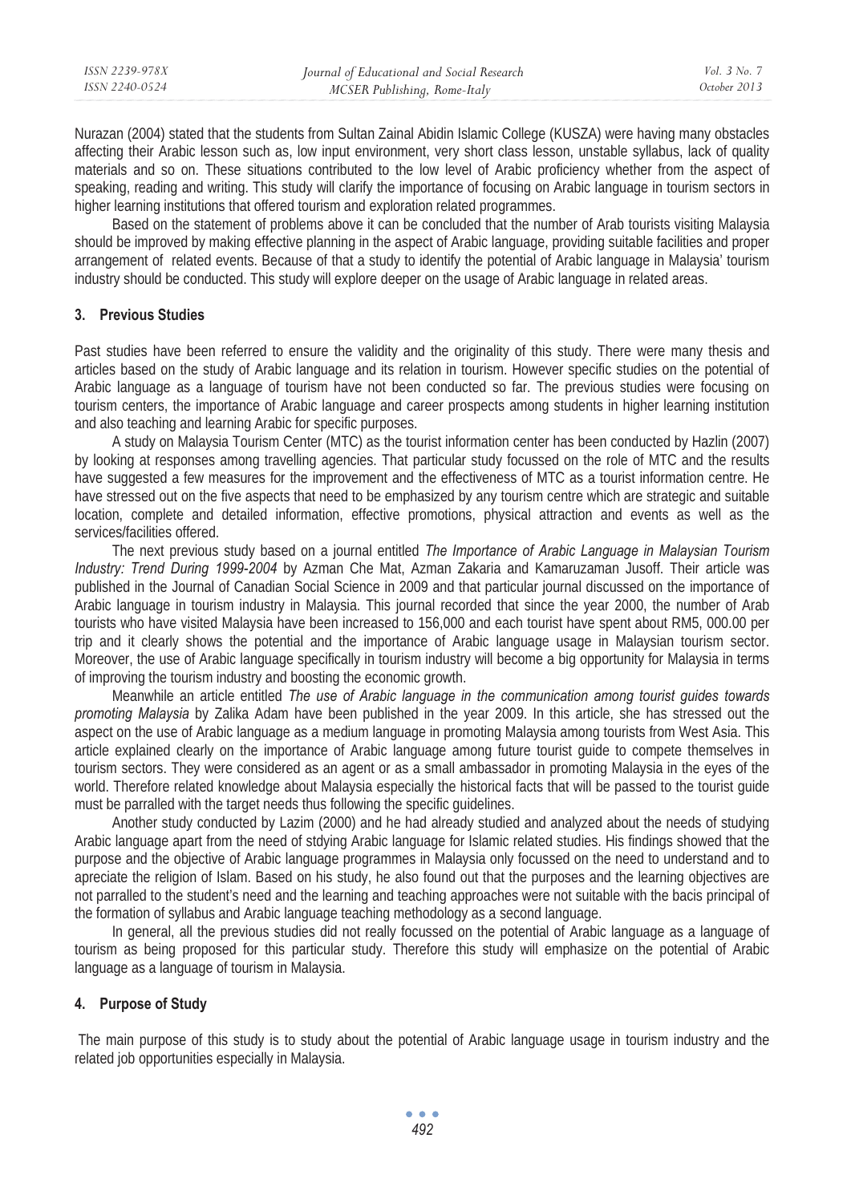Nurazan (2004) stated that the students from Sultan Zainal Abidin Islamic College (KUSZA) were having many obstacles affecting their Arabic lesson such as, low input environment, very short class lesson, unstable syllabus, lack of quality materials and so on. These situations contributed to the low level of Arabic proficiency whether from the aspect of speaking, reading and writing. This study will clarify the importance of focusing on Arabic language in tourism sectors in higher learning institutions that offered tourism and exploration related programmes.

Based on the statement of problems above it can be concluded that the number of Arab tourists visiting Malaysia should be improved by making effective planning in the aspect of Arabic language, providing suitable facilities and proper arrangement of related events. Because of that a study to identify the potential of Arabic language in Malaysia' tourism industry should be conducted. This study will explore deeper on the usage of Arabic language in related areas.

## 3. Previous Studies

Past studies have been referred to ensure the validity and the originality of this study. There were many thesis and articles based on the study of Arabic language and its relation in tourism. However specific studies on the potential of Arabic language as a language of tourism have not been conducted so far. The previous studies were focusing on tourism centers, the importance of Arabic language and career prospects among students in higher learning institution and also teaching and learning Arabic for specific purposes.

A study on Malaysia Tourism Center (MTC) as the tourist information center has been conducted by Hazlin (2007) by looking at responses among travelling agencies. That particular study focussed on the role of MTC and the results have suggested a few measures for the improvement and the effectiveness of MTC as a tourist information centre. He have stressed out on the five aspects that need to be emphasized by any tourism centre which are strategic and suitable location, complete and detailed information, effective promotions, physical attraction and events as well as the services/facilities offered.

The next previous study based on a journal entitled *The Importance of Arabic Language in Malaysian Tourism Industry: Trend During 1999-2004* by Azman Che Mat, Azman Zakaria and Kamaruzaman Jusoff. Their article was published in the Journal of Canadian Social Science in 2009 and that particular journal discussed on the importance of Arabic language in tourism industry in Malaysia. This journal recorded that since the year 2000, the number of Arab tourists who have visited Malaysia have been increased to 156,000 and each tourist have spent about RM5, 000.00 per trip and it clearly shows the potential and the importance of Arabic language usage in Malaysian tourism sector. Moreover, the use of Arabic language specifically in tourism industry will become a big opportunity for Malaysia in terms of improving the tourism industry and boosting the economic growth.

Meanwhile an article entitled *The use of Arabic language in the communication among tourist guides towards promoting Malaysia* by Zalika Adam have been published in the year 2009. In this article, she has stressed out the aspect on the use of Arabic language as a medium language in promoting Malaysia among tourists from West Asia. This article explained clearly on the importance of Arabic language among future tourist guide to compete themselves in tourism sectors. They were considered as an agent or as a small ambassador in promoting Malaysia in the eyes of the world. Therefore related knowledge about Malaysia especially the historical facts that will be passed to the tourist guide must be parralled with the target needs thus following the specific guidelines.

Another study conducted by Lazim (2000) and he had already studied and analyzed about the needs of studying Arabic language apart from the need of stdying Arabic language for Islamic related studies. His findings showed that the purpose and the objective of Arabic language programmes in Malaysia only focussed on the need to understand and to apreciate the religion of Islam. Based on his study, he also found out that the purposes and the learning objectives are not parralled to the student's need and the learning and teaching approaches were not suitable with the bacis principal of the formation of syllabus and Arabic language teaching methodology as a second language.

In general, all the previous studies did not really focussed on the potential of Arabic language as a language of tourism as being proposed for this particular study. Therefore this study will emphasize on the potential of Arabic language as a language of tourism in Malaysia.

## 4. Purpose of Study

The main purpose of this study is to study about the potential of Arabic language usage in tourism industry and the related job opportunities especially in Malaysia.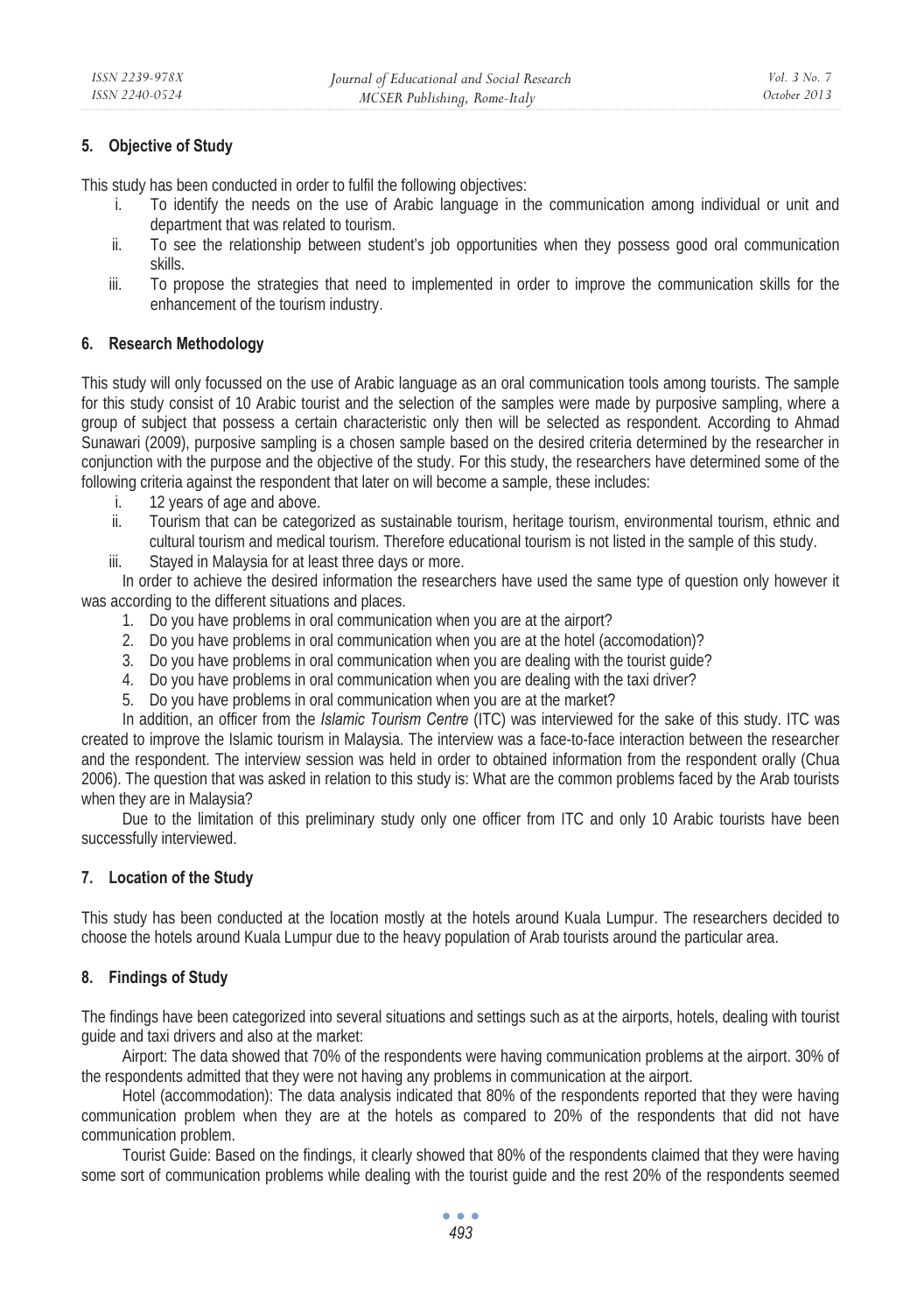## 5. Objective of Study

This study has been conducted in order to fulfil the following objectives:

i. To identify the needs on the use of Arabic language in the communication among individual or unit and department that was related to tourism.
ii. To see the relationship between student's job opportunities when they possess good oral communication skills.
iii. To propose the strategies that need to implemented in order to improve the communication skills for the enhancement of the tourism industry.

## 6. Research Methodology

This study will only focussed on the use of Arabic language as an oral communication tools among tourists. The sample for this study consist of 10 Arabic tourist and the selection of the samples were made by purposive sampling, where a group of subject that possess a certain characteristic only then will be selected as respondent. According to Ahmad Sunawari (2009), purposive sampling is a chosen sample based on the desired criteria determined by the researcher in conjunction with the purpose and the objective of the study. For this study, the researchers have determined some of the following criteria against the respondent that later on will become a sample, these includes:

i. 12 years of age and above.
ii. Tourism that can be categorized as sustainable tourism, heritage tourism, environmental tourism, ethnic and cultural tourism and medical tourism. Therefore educational tourism is not listed in the sample of this study.
iii. Stayed in Malaysia for at least three days or more.

In order to achieve the desired information the researchers have used the same type of question only however it was according to the different situations and places.

1. Do you have problems in oral communication when you are at the airport?
2. Do you have problems in oral communication when you are at the hotel (accomodation)?
3. Do you have problems in oral communication when you are dealing with the tourist guide?
4. Do you have problems in oral communication when you are dealing with the taxi driver?
5. Do you have problems in oral communication when you are at the market?

In addition, an officer from the *Islamic Tourism Centre* (ITC) was interviewed for the sake of this study. ITC was created to improve the Islamic tourism in Malaysia. The interview was a face-to-face interaction between the researcher and the respondent. The interview session was held in order to obtained information from the respondent orally (Chua 2006). The question that was asked in relation to this study is: What are the common problems faced by the Arab tourists when they are in Malaysia?

Due to the limitation of this preliminary study only one officer from ITC and only 10 Arabic tourists have been successfully interviewed.

## 7. Location of the Study

This study has been conducted at the location mostly at the hotels around Kuala Lumpur. The researchers decided to choose the hotels around Kuala Lumpur due to the heavy population of Arab tourists around the particular area.

## 8. Findings of Study

The findings have been categorized into several situations and settings such as at the airports, hotels, dealing with tourist guide and taxi drivers and also at the market:

Airport: The data showed that 70% of the respondents were having communication problems at the airport. 30% of the respondents admitted that they were not having any problems in communication at the airport.

Hotel (accommodation): The data analysis indicated that 80% of the respondents reported that they were having communication problem when they are at the hotels as compared to 20% of the respondents that did not have communication problem.

Tourist Guide: Based on the findings, it clearly showed that 80% of the respondents claimed that they were having some sort of communication problems while dealing with the tourist guide and the rest 20% of the respondents seemed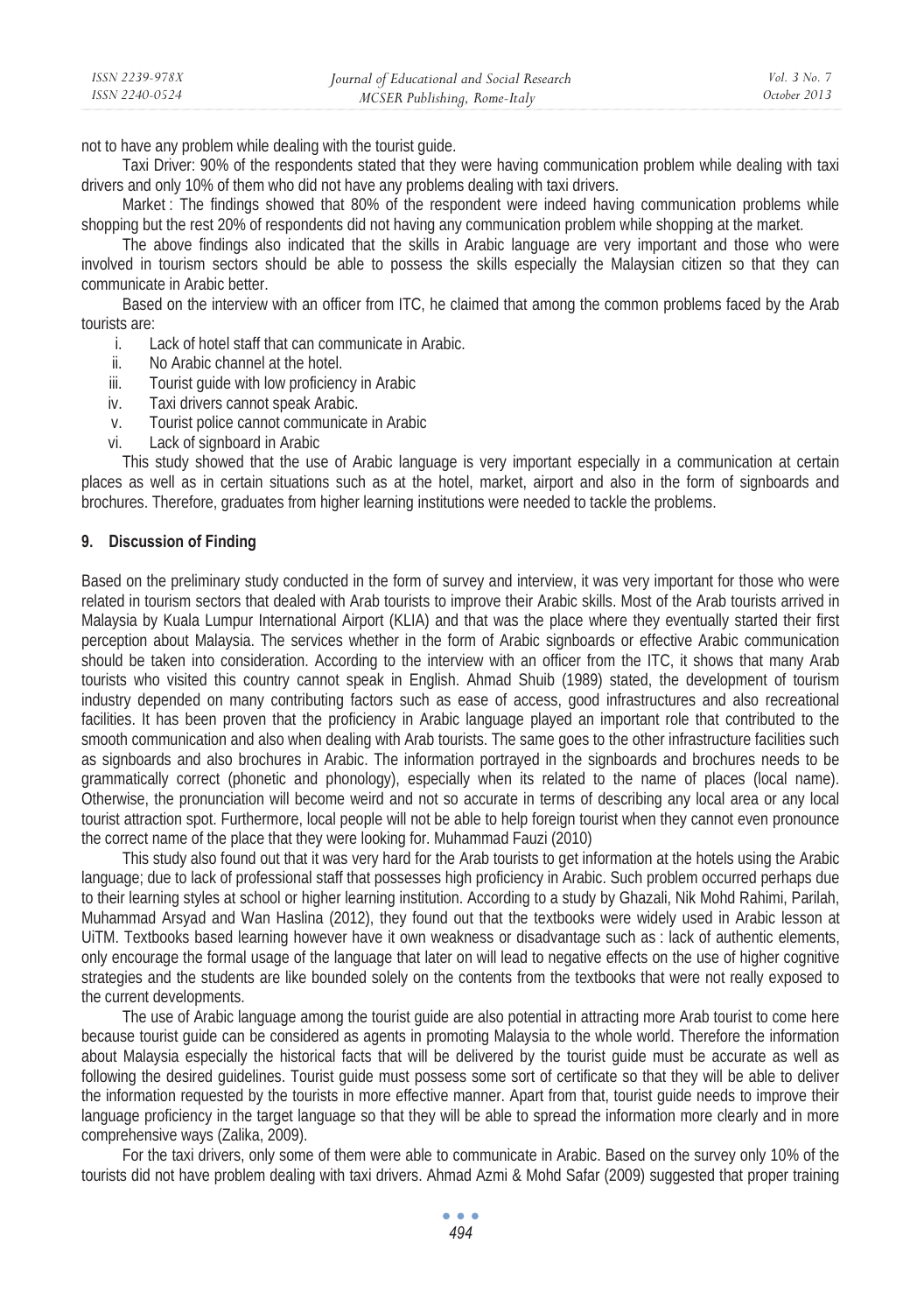not to have any problem while dealing with the tourist guide.

Taxi Driver: 90% of the respondents stated that they were having communication problem while dealing with taxi drivers and only 10% of them who did not have any problems dealing with taxi drivers.

Market : The findings showed that 80% of the respondent were indeed having communication problems while shopping but the rest 20% of respondents did not having any communication problem while shopping at the market.

The above findings also indicated that the skills in Arabic language are very important and those who were involved in tourism sectors should be able to possess the skills especially the Malaysian citizen so that they can communicate in Arabic better.

Based on the interview with an officer from ITC, he claimed that among the common problems faced by the Arab tourists are:

i. Lack of hotel staff that can communicate in Arabic.
ii. No Arabic channel at the hotel.
iii. Tourist guide with low proficiency in Arabic
iv. Taxi drivers cannot speak Arabic.
v. Tourist police cannot communicate in Arabic
vi. Lack of signboard in Arabic

This study showed that the use of Arabic language is very important especially in a communication at certain places as well as in certain situations such as at the hotel, market, airport and also in the form of signboards and brochures. Therefore, graduates from higher learning institutions were needed to tackle the problems.

## 9. Discussion of Finding

Based on the preliminary study conducted in the form of survey and interview, it was very important for those who were related in tourism sectors that dealed with Arab tourists to improve their Arabic skills. Most of the Arab tourists arrived in Malaysia by Kuala Lumpur International Airport (KLIA) and that was the place where they eventually started their first perception about Malaysia. The services whether in the form of Arabic signboards or effective Arabic communication should be taken into consideration. According to the interview with an officer from the ITC, it shows that many Arab tourists who visited this country cannot speak in English. Ahmad Shuib (1989) stated, the development of tourism industry depended on many contributing factors such as ease of access, good infrastructures and also recreational facilities. It has been proven that the proficiency in Arabic language played an important role that contributed to the smooth communication and also when dealing with Arab tourists. The same goes to the other infrastructure facilities such as signboards and also brochures in Arabic. The information portrayed in the signboards and brochures needs to be grammatically correct (phonetic and phonology), especially when its related to the name of places (local name). Otherwise, the pronunciation will become weird and not so accurate in terms of describing any local area or any local tourist attraction spot. Furthermore, local people will not be able to help foreign tourist when they cannot even pronounce the correct name of the place that they were looking for. Muhammad Fauzi (2010)

This study also found out that it was very hard for the Arab tourists to get information at the hotels using the Arabic language; due to lack of professional staff that possesses high proficiency in Arabic. Such problem occurred perhaps due to their learning styles at school or higher learning institution. According to a study by Ghazali, Nik Mohd Rahimi, Parilah, Muhammad Arsyad and Wan Haslina (2012), they found out that the textbooks were widely used in Arabic lesson at UiTM. Textbooks based learning however have it own weakness or disadvantage such as : lack of authentic elements, only encourage the formal usage of the language that later on will lead to negative effects on the use of higher cognitive strategies and the students are like bounded solely on the contents from the textbooks that were not really exposed to the current developments.

The use of Arabic language among the tourist guide are also potential in attracting more Arab tourist to come here because tourist guide can be considered as agents in promoting Malaysia to the whole world. Therefore the information about Malaysia especially the historical facts that will be delivered by the tourist guide must be accurate as well as following the desired guidelines. Tourist guide must possess some sort of certificate so that they will be able to deliver the information requested by the tourists in more effective manner. Apart from that, tourist guide needs to improve their language proficiency in the target language so that they will be able to spread the information more clearly and in more comprehensive ways (Zalika, 2009).

For the taxi drivers, only some of them were able to communicate in Arabic. Based on the survey only 10% of the tourists did not have problem dealing with taxi drivers. Ahmad Azmi & Mohd Safar (2009) suggested that proper training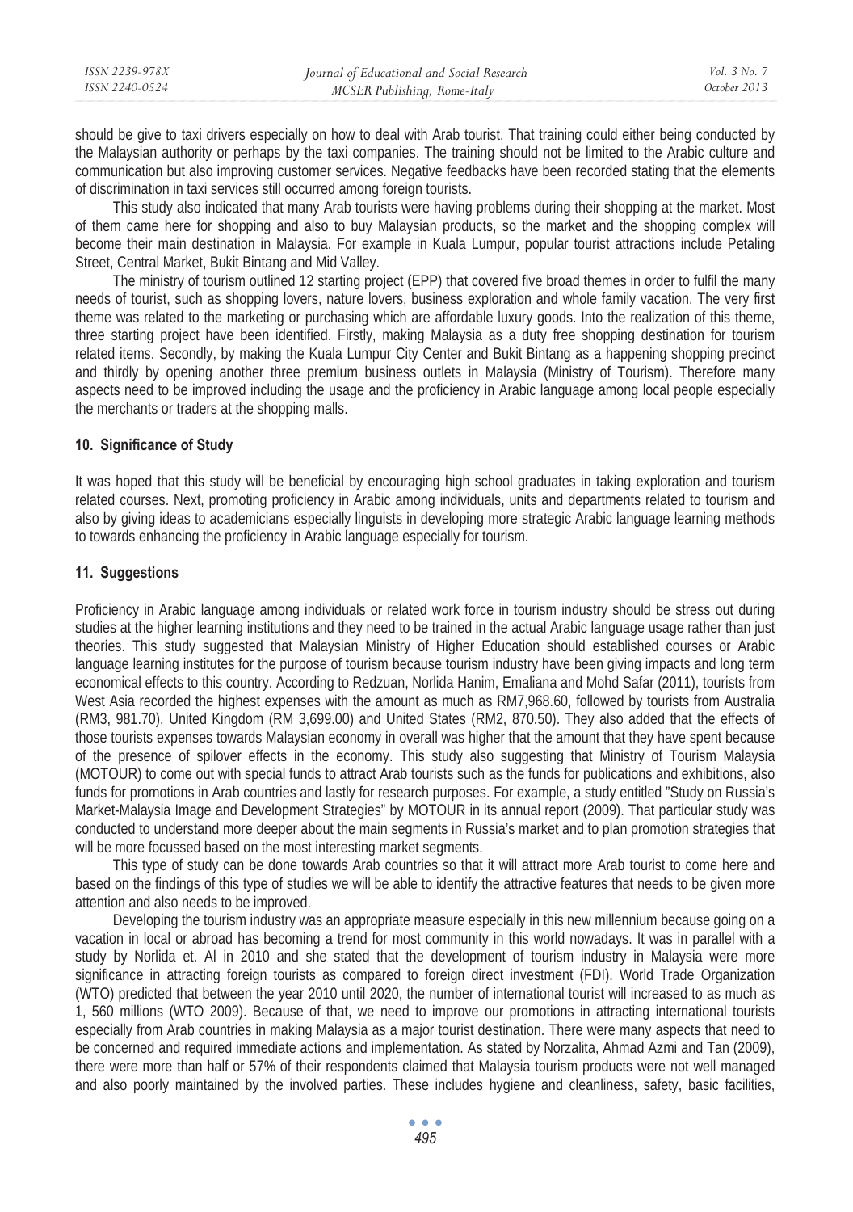should be give to taxi drivers especially on how to deal with Arab tourist. That training could either being conducted by the Malaysian authority or perhaps by the taxi companies. The training should not be limited to the Arabic culture and communication but also improving customer services. Negative feedbacks have been recorded stating that the elements of discrimination in taxi services still occurred among foreign tourists.

This study also indicated that many Arab tourists were having problems during their shopping at the market. Most of them came here for shopping and also to buy Malaysian products, so the market and the shopping complex will become their main destination in Malaysia. For example in Kuala Lumpur, popular tourist attractions include Petaling Street, Central Market, Bukit Bintang and Mid Valley.

The ministry of tourism outlined 12 starting project (EPP) that covered five broad themes in order to fulfil the many needs of tourist, such as shopping lovers, nature lovers, business exploration and whole family vacation. The very first theme was related to the marketing or purchasing which are affordable luxury goods. Into the realization of this theme, three starting project have been identified. Firstly, making Malaysia as a duty free shopping destination for tourism related items. Secondly, by making the Kuala Lumpur City Center and Bukit Bintang as a happening shopping precinct and thirdly by opening another three premium business outlets in Malaysia (Ministry of Tourism). Therefore many aspects need to be improved including the usage and the proficiency in Arabic language among local people especially the merchants or traders at the shopping malls.

## 10. Significance of Study

It was hoped that this study will be beneficial by encouraging high school graduates in taking exploration and tourism related courses. Next, promoting proficiency in Arabic among individuals, units and departments related to tourism and also by giving ideas to academicians especially linguists in developing more strategic Arabic language learning methods to towards enhancing the proficiency in Arabic language especially for tourism.

## 11. Suggestions

Proficiency in Arabic language among individuals or related work force in tourism industry should be stress out during studies at the higher learning institutions and they need to be trained in the actual Arabic language usage rather than just theories. This study suggested that Malaysian Ministry of Higher Education should established courses or Arabic language learning institutes for the purpose of tourism because tourism industry have been giving impacts and long term economical effects to this country. According to Redzuan, Norlida Hanim, Emaliana and Mohd Safar (2011), tourists from West Asia recorded the highest expenses with the amount as much as RM7,968.60, followed by tourists from Australia (RM3, 981.70), United Kingdom (RM 3,699.00) and United States (RM2, 870.50). They also added that the effects of those tourists expenses towards Malaysian economy in overall was higher that the amount that they have spent because of the presence of spilover effects in the economy. This study also suggesting that Ministry of Tourism Malaysia (MOTOUR) to come out with special funds to attract Arab tourists such as the funds for publications and exhibitions, also funds for promotions in Arab countries and lastly for research purposes. For example, a study entitled "Study on Russia's Market-Malaysia Image and Development Strategies" by MOTOUR in its annual report (2009). That particular study was conducted to understand more deeper about the main segments in Russia's market and to plan promotion strategies that will be more focussed based on the most interesting market segments.

This type of study can be done towards Arab countries so that it will attract more Arab tourist to come here and based on the findings of this type of studies we will be able to identify the attractive features that needs to be given more attention and also needs to be improved.

Developing the tourism industry was an appropriate measure especially in this new millennium because going on a vacation in local or abroad has becoming a trend for most community in this world nowadays. It was in parallel with a study by Norlida et. Al in 2010 and she stated that the development of tourism industry in Malaysia were more significance in attracting foreign tourists as compared to foreign direct investment (FDI). World Trade Organization (WTO) predicted that between the year 2010 until 2020, the number of international tourist will increased to as much as 1, 560 millions (WTO 2009). Because of that, we need to improve our promotions in attracting international tourists especially from Arab countries in making Malaysia as a major tourist destination. There were many aspects that need to be concerned and required immediate actions and implementation. As stated by Norzalita, Ahmad Azmi and Tan (2009), there were more than half or 57% of their respondents claimed that Malaysia tourism products were not well managed and also poorly maintained by the involved parties. These includes hygiene and cleanliness, safety, basic facilities,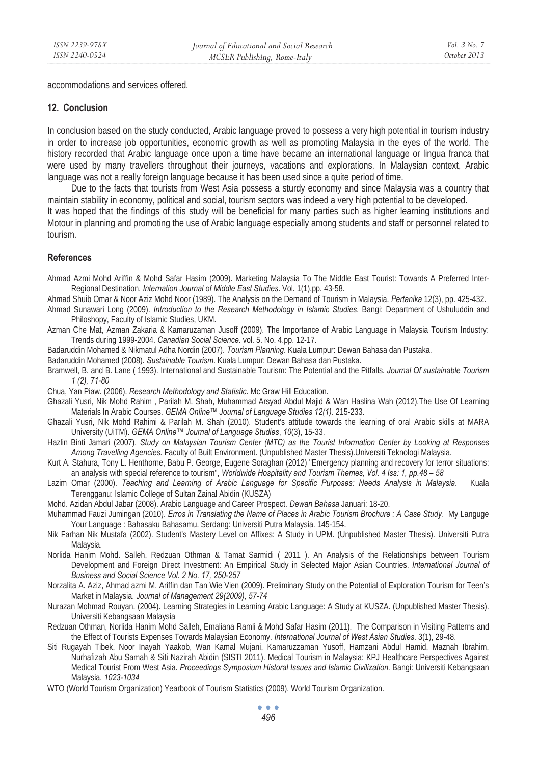accommodations and services offered.

## 12. Conclusion

In conclusion based on the study conducted, Arabic language proved to possess a very high potential in tourism industry in order to increase job opportunities, economic growth as well as promoting Malaysia in the eyes of the world. The history recorded that Arabic language once upon a time have became an international language or lingua franca that were used by many travellers throughout their journeys, vacations and explorations. In Malaysian context, Arabic language was not a really foreign language because it has been used since a quite period of time.

Due to the facts that tourists from West Asia possess a sturdy economy and since Malaysia was a country that maintain stability in economy, political and social, tourism sectors was indeed a very high potential to be developed.

It was hoped that the findings of this study will be beneficial for many parties such as higher learning institutions and Motour in planning and promoting the use of Arabic language especially among students and staff or personnel related to tourism.

## References

Ahmad Azmi Mohd Ariffin & Mohd Safar Hasim (2009). Marketing Malaysia To The Middle East Tourist: Towards A Preferred Inter-Regional Destination. *Internation Journal of Middle East Studies*. Vol. 1(1).pp. 43-58.

Ahmad Shuib Omar & Noor Aziz Mohd Noor (1989). The Analysis on the Demand of Tourism in Malaysia. *Pertanika* 12(3), pp. 425-432.

Ahmad Sunawari Long (2009). *Introduction to the Research Methodology in Islamic Studies*. Bangi: Department of Ushuluddin and Philoshopy, Faculty of Islamic Studies, UKM.

Azman Che Mat, Azman Zakaria & Kamaruzaman Jusoff (2009). The Importance of Arabic Language in Malaysia Tourism Industry: Trends during 1999-2004. *Canadian Social Science*. vol. 5. No. 4.pp. 12-17.

Badaruddin Mohamed & Nikmatul Adha Nordin (2007). *Tourism Planning*. Kuala Lumpur: Dewan Bahasa dan Pustaka.

Badaruddin Mohamed (2008). *Sustainable Tourism*. Kuala Lumpur: Dewan Bahasa dan Pustaka.

Bramwell, B. and B. Lane ( 1993). International and Sustainable Tourism: The Potential and the Pitfalls. *Journal Of sustainable Tourism 1 (2), 71-80*

Chua, Yan Piaw. (2006). *Research Methodology and Statistic*. Mc Graw Hill Education.

Ghazali Yusri, Nik Mohd Rahim , Parilah M. Shah, Muhammad Arsyad Abdul Majid & Wan Haslina Wah (2012).The Use Of Learning Materials In Arabic Courses. *GEMA Online™ Journal of Language Studies 12(1)*. 215-233.

Ghazali Yusri, Nik Mohd Rahimi & Parilah M. Shah (2010). Student's attitude towards the learning of oral Arabic skills at MARA University (UiTM). *GEMA Online™ Journal of Language Studies*, *10*(3), 15-33.

Hazlin Binti Jamari (2007). *Study on Malaysian Tourism Center (MTC) as the Tourist Information Center by Looking at Responses Among Travelling Agencies.* Faculty of Built Environment. (Unpublished Master Thesis).Universiti Teknologi Malaysia.

Kurt A. Stahura, Tony L. Henthorne, Babu P. George, Eugene Soraghan (2012) "Emergency planning and recovery for terror situations: an analysis with special reference to tourism", *Worldwide Hospitality and Tourism Themes, Vol. 4 Iss: 1, pp.48 – 58*

Lazim Omar (2000). *Teaching and Learning of Arabic Language for Specific Purposes: Needs Analysis in Malaysia*. Kuala Terengganu: Islamic College of Sultan Zainal Abidin (KUSZA)

Mohd. Azidan Abdul Jabar (2008). Arabic Language and Career Prospect. *Dewan Bahasa* Januari: 18-20.

Muhammad Fauzi Jumingan (2010). *Erros in Translating the Name of Places in Arabic Tourism Brochure : A Case Study*. My Languge Your Language : Bahasaku Bahasamu. Serdang: Universiti Putra Malaysia. 145-154.

Nik Farhan Nik Mustafa (2002). Student's Mastery Level on Affixes: A Study in UPM. (Unpublished Master Thesis). Universiti Putra Malaysia.

Norlida Hanim Mohd. Salleh, Redzuan Othman & Tamat Sarmidi ( 2011 ). An Analysis of the Relationships between Tourism Development and Foreign Direct Investment: An Empirical Study in Selected Major Asian Countries. *International Journal of Business and Social Science Vol. 2 No. 17, 250-257*

Norzalita A. Aziz, Ahmad azmi M. Ariffin dan Tan Wie Vien (2009). Preliminary Study on the Potential of Exploration Tourism for Teen's Market in Malaysia. *Journal of Management 29(2009), 57-74*

Nurazan Mohmad Rouyan. (2004). Learning Strategies in Learning Arabic Language: A Study at KUSZA. (Unpublished Master Thesis). Universiti Kebangsaan Malaysia

Redzuan Othman, Norlida Hanim Mohd Salleh, Emaliana Ramli & Mohd Safar Hasim (2011). The Comparison in Visiting Patterns and the Effect of Tourists Expenses Towards Malaysian Economy. *International Journal of West Asian Studies*. 3(1), 29-48.

Siti Rugayah Tibek, Noor Inayah Yaakob, Wan Kamal Mujani, Kamaruzzaman Yusoff, Hamzani Abdul Hamid, Maznah Ibrahim, Nurhafizah Abu Samah & Siti Nazirah Abidin (SISTI 2011). Medical Tourism in Malaysia: KPJ Healthcare Perspectives Against Medical Tourist From West Asia. *Proceedings Symposium Historal Issues and Islamic Civilization.* Bangi: Universiti Kebangsaan Malaysia. *1023-1034*

WTO (World Tourism Organization) Yearbook of Tourism Statistics (2009). World Tourism Organization.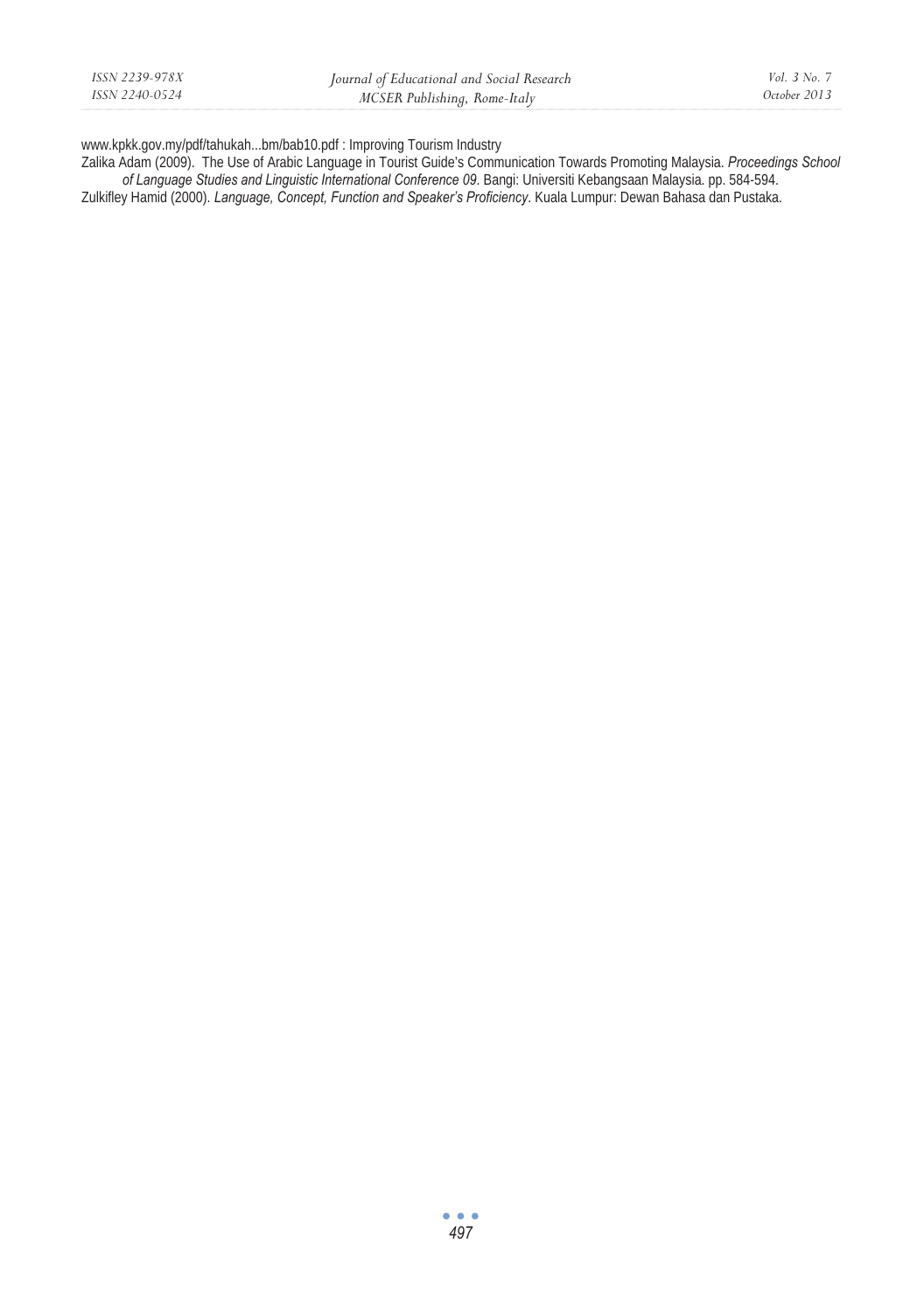www.kpkk.gov.my/pdf/tahukah...bm/bab10.pdf : Improving Tourism Industry

Zalika Adam (2009). The Use of Arabic Language in Tourist Guide's Communication Towards Promoting Malaysia. *Proceedings School of Language Studies and Linguistic International Conference 09*. Bangi: Universiti Kebangsaan Malaysia. pp. 584-594.

Zulkifley Hamid (2000). *Language, Concept, Function and Speaker's Proficiency*. Kuala Lumpur: Dewan Bahasa dan Pustaka.